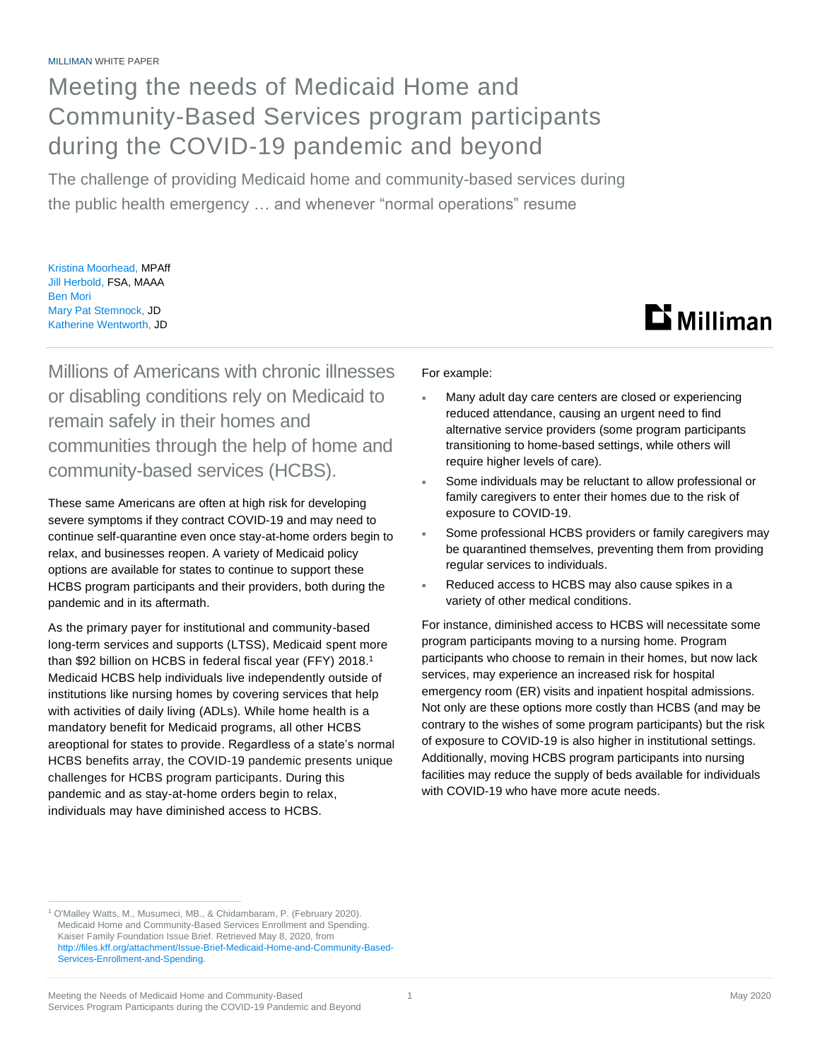MILLIMAN WHITE PAPER

# Meeting the needs of Medicaid Home and Community-Based Services program participants during the COVID-19 pandemic and beyond

## The challenge of providing Medicaid home and community-based services during the public health emergency … and whenever "normal operations" resume

Kristina Moorhead, MPAff
Jill Herbold, FSA, MAAA
Ben Mori
Mary Pat Stemnock, JD
Katherine Wentworth, JD

Millions of Americans with chronic illnesses or disabling conditions rely on Medicaid to remain safely in their homes and communities through the help of home and community-based services (HCBS).

These same Americans are often at high risk for developing severe symptoms if they contract COVID-19 and may need to continue self-quarantine even once stay-at-home orders begin to relax, and businesses reopen. A variety of Medicaid policy options are available for states to continue to support these HCBS program participants and their providers, both during the pandemic and in its aftermath.

As the primary payer for institutional and community-based long-term services and supports (LTSS), Medicaid spent more than $92 billion on HCBS in federal fiscal year (FFY) 2018.[1] Medicaid HCBS help individuals live independently outside of institutions like nursing homes by covering services that help with activities of daily living (ADLs). While home health is a mandatory benefit for Medicaid programs, all other HCBS areoptional for states to provide. Regardless of a state's normal HCBS benefits array, the COVID-19 pandemic presents unique challenges for HCBS program participants. During this pandemic and as stay-at-home orders begin to relax, individuals may have diminished access to HCBS.

For example:

- Many adult day care centers are closed or experiencing reduced attendance, causing an urgent need to find alternative service providers (some program participants transitioning to home-based settings, while others will require higher levels of care).
- Some individuals may be reluctant to allow professional or family caregivers to enter their homes due to the risk of exposure to COVID-19.
- Some professional HCBS providers or family caregivers may be quarantined themselves, preventing them from providing regular services to individuals.
- Reduced access to HCBS may also cause spikes in a variety of other medical conditions.

For instance, diminished access to HCBS will necessitate some program participants moving to a nursing home. Program participants who choose to remain in their homes, but now lack services, may experience an increased risk for hospital emergency room (ER) visits and inpatient hospital admissions. Not only are these options more costly than HCBS (and may be contrary to the wishes of some program participants) but the risk of exposure to COVID-19 is also higher in institutional settings. Additionally, moving HCBS program participants into nursing facilities may reduce the supply of beds available for individuals with COVID-19 who have more acute needs.

[1] O'Malley Watts, M., Musumeci, MB., & Chidambaram, P. (February 2020). Medicaid Home and Community-Based Services Enrollment and Spending. Kaiser Family Foundation Issue Brief. Retrieved May 8, 2020, from http://files.kff.org/attachment/Issue-Brief-Medicaid-Home-and-Community-Based-Services-Enrollment-and-Spending.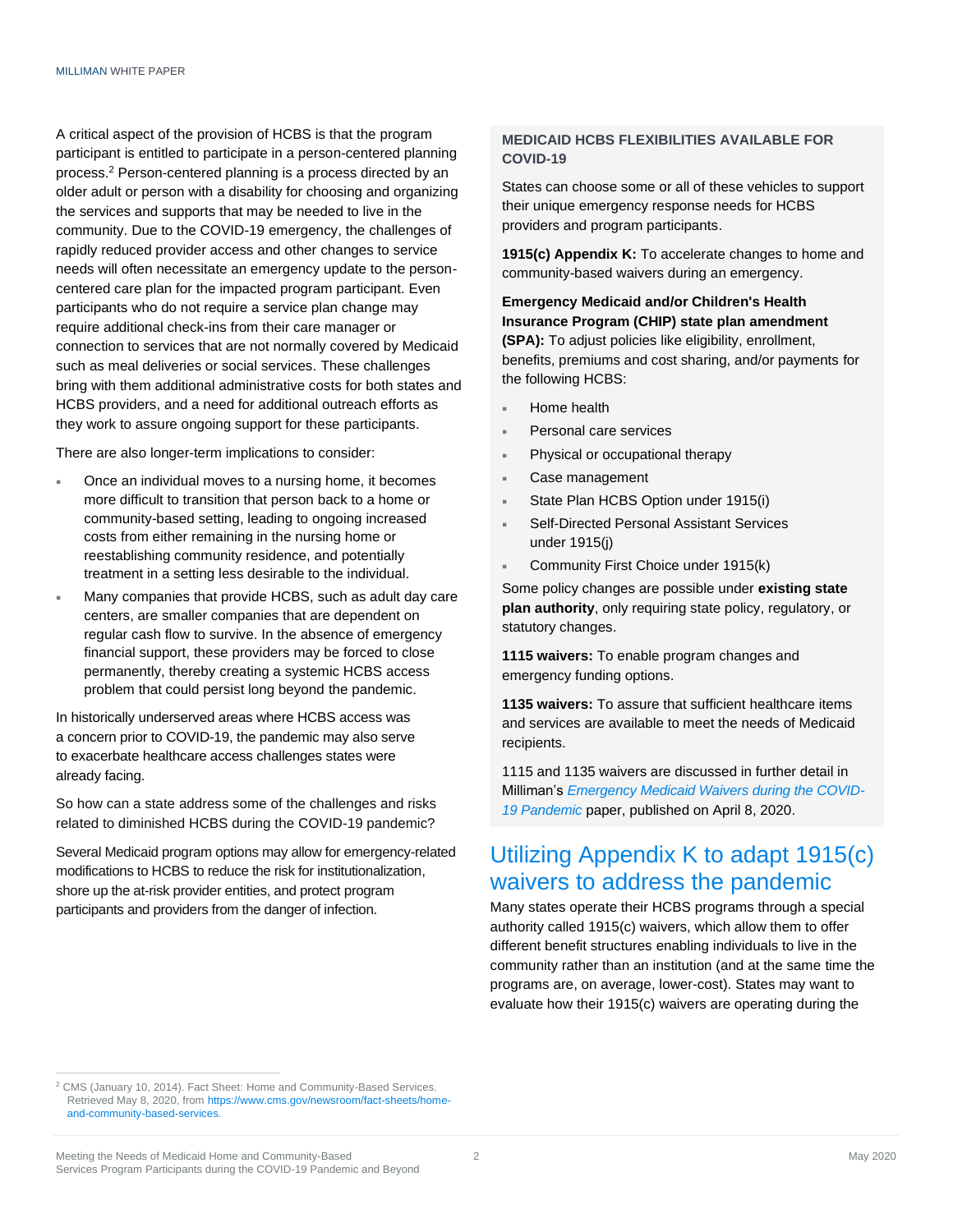A critical aspect of the provision of HCBS is that the program participant is entitled to participate in a person-centered planning process.[2] Person-centered planning is a process directed by an older adult or person with a disability for choosing and organizing the services and supports that may be needed to live in the community. Due to the COVID-19 emergency, the challenges of rapidly reduced provider access and other changes to service needs will often necessitate an emergency update to the person-centered care plan for the impacted program participant. Even participants who do not require a service plan change may require additional check-ins from their care manager or connection to services that are not normally covered by Medicaid such as meal deliveries or social services. These challenges bring with them additional administrative costs for both states and HCBS providers, and a need for additional outreach efforts as they work to assure ongoing support for these participants.

There are also longer-term implications to consider:

- Once an individual moves to a nursing home, it becomes more difficult to transition that person back to a home or community-based setting, leading to ongoing increased costs from either remaining in the nursing home or reestablishing community residence, and potentially treatment in a setting less desirable to the individual.
- Many companies that provide HCBS, such as adult day care centers, are smaller companies that are dependent on regular cash flow to survive. In the absence of emergency financial support, these providers may be forced to close permanently, thereby creating a systemic HCBS access problem that could persist long beyond the pandemic.

In historically underserved areas where HCBS access was a concern prior to COVID-19, the pandemic may also serve to exacerbate healthcare access challenges states were already facing.

So how can a state address some of the challenges and risks related to diminished HCBS during the COVID-19 pandemic?

Several Medicaid program options may allow for emergency-related modifications to HCBS to reduce the risk for institutionalization, shore up the at-risk provider entities, and protect program participants and providers from the danger of infection.

### MEDICAID HCBS FLEXIBILITIES AVAILABLE FOR COVID-19

States can choose some or all of these vehicles to support their unique emergency response needs for HCBS providers and program participants.

**1915(c) Appendix K:** To accelerate changes to home and community-based waivers during an emergency.

**Emergency Medicaid and/or Children's Health Insurance Program (CHIP) state plan amendment (SPA):** To adjust policies like eligibility, enrollment, benefits, premiums and cost sharing, and/or payments for the following HCBS:

- Home health
- Personal care services
- Physical or occupational therapy
- Case management
- State Plan HCBS Option under 1915(i)
- Self-Directed Personal Assistant Services under 1915(j)
- Community First Choice under 1915(k)

Some policy changes are possible under **existing state plan authority**, only requiring state policy, regulatory, or statutory changes.

**1115 waivers:** To enable program changes and emergency funding options.

**1135 waivers:** To assure that sufficient healthcare items and services are available to meet the needs of Medicaid recipients.

1115 and 1135 waivers are discussed in further detail in Milliman's *Emergency Medicaid Waivers during the COVID-19 Pandemic* paper, published on April 8, 2020.

## Utilizing Appendix K to adapt 1915(c) waivers to address the pandemic

Many states operate their HCBS programs through a special authority called 1915(c) waivers, which allow them to offer different benefit structures enabling individuals to live in the community rather than an institution (and at the same time the programs are, on average, lower-cost). States may want to evaluate how their 1915(c) waivers are operating during the

[2] CMS (January 10, 2014). Fact Sheet: Home and Community-Based Services. Retrieved May 8, 2020, from https://www.cms.gov/newsroom/fact-sheets/home-and-community-based-services.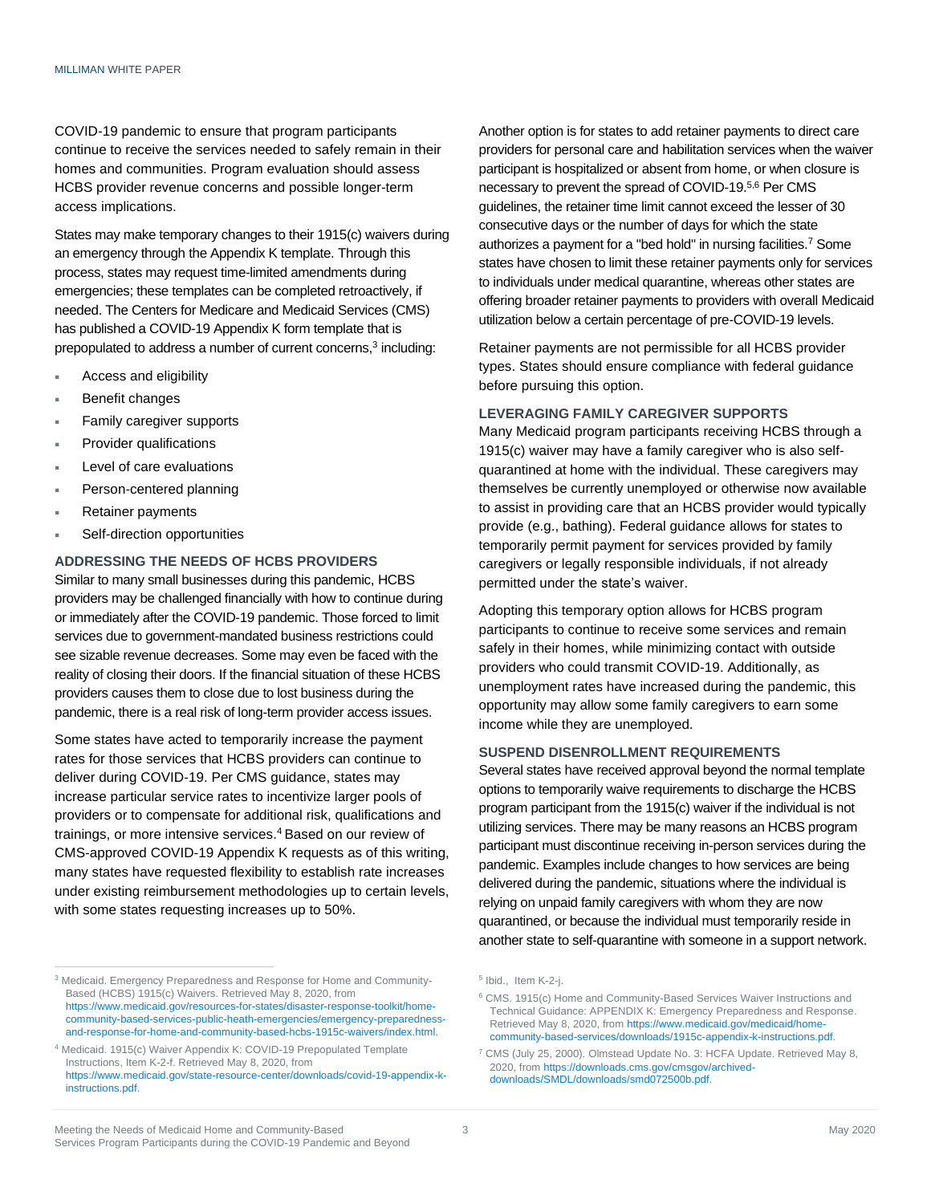COVID-19 pandemic to ensure that program participants continue to receive the services needed to safely remain in their homes and communities. Program evaluation should assess HCBS provider revenue concerns and possible longer-term access implications.

States may make temporary changes to their 1915(c) waivers during an emergency through the Appendix K template. Through this process, states may request time-limited amendments during emergencies; these templates can be completed retroactively, if needed. The Centers for Medicare and Medicaid Services (CMS) has published a COVID-19 Appendix K form template that is prepopulated to address a number of current concerns,[3] including:

- Access and eligibility
- Benefit changes
- Family caregiver supports
- Provider qualifications
- Level of care evaluations
- Person-centered planning
- Retainer payments
- Self-direction opportunities

### ADDRESSING THE NEEDS OF HCBS PROVIDERS

Similar to many small businesses during this pandemic, HCBS providers may be challenged financially with how to continue during or immediately after the COVID-19 pandemic. Those forced to limit services due to government-mandated business restrictions could see sizable revenue decreases. Some may even be faced with the reality of closing their doors. If the financial situation of these HCBS providers causes them to close due to lost business during the pandemic, there is a real risk of long-term provider access issues.

Some states have acted to temporarily increase the payment rates for those services that HCBS providers can continue to deliver during COVID-19. Per CMS guidance, states may increase particular service rates to incentivize larger pools of providers or to compensate for additional risk, qualifications and trainings, or more intensive services.[4] Based on our review of CMS-approved COVID-19 Appendix K requests as of this writing, many states have requested flexibility to establish rate increases under existing reimbursement methodologies up to certain levels, with some states requesting increases up to 50%.

Another option is for states to add retainer payments to direct care providers for personal care and habilitation services when the waiver participant is hospitalized or absent from home, or when closure is necessary to prevent the spread of COVID-19.[5,6] Per CMS guidelines, the retainer time limit cannot exceed the lesser of 30 consecutive days or the number of days for which the state authorizes a payment for a "bed hold" in nursing facilities.[7] Some states have chosen to limit these retainer payments only for services to individuals under medical quarantine, whereas other states are offering broader retainer payments to providers with overall Medicaid utilization below a certain percentage of pre-COVID-19 levels.

Retainer payments are not permissible for all HCBS provider types. States should ensure compliance with federal guidance before pursuing this option.

### LEVERAGING FAMILY CAREGIVER SUPPORTS

Many Medicaid program participants receiving HCBS through a 1915(c) waiver may have a family caregiver who is also self-quarantined at home with the individual. These caregivers may themselves be currently unemployed or otherwise now available to assist in providing care that an HCBS provider would typically provide (e.g., bathing). Federal guidance allows for states to temporarily permit payment for services provided by family caregivers or legally responsible individuals, if not already permitted under the state's waiver.

Adopting this temporary option allows for HCBS program participants to continue to receive some services and remain safely in their homes, while minimizing contact with outside providers who could transmit COVID-19. Additionally, as unemployment rates have increased during the pandemic, this opportunity may allow some family caregivers to earn some income while they are unemployed.

### SUSPEND DISENROLLMENT REQUIREMENTS

Several states have received approval beyond the normal template options to temporarily waive requirements to discharge the HCBS program participant from the 1915(c) waiver if the individual is not utilizing services. There may be many reasons an HCBS program participant must discontinue receiving in-person services during the pandemic. Examples include changes to how services are being delivered during the pandemic, situations where the individual is relying on unpaid family caregivers with whom they are now quarantined, or because the individual must temporarily reside in another state to self-quarantine with someone in a support network.

---

[3] Medicaid. Emergency Preparedness and Response for Home and Community-Based (HCBS) 1915(c) Waivers. Retrieved May 8, 2020, from https://www.medicaid.gov/resources-for-states/disaster-response-toolkit/home-community-based-services-public-heath-emergencies/emergency-preparedness-and-response-for-home-and-community-based-hcbs-1915c-waivers/index.html.

[4] Medicaid. 1915(c) Waiver Appendix K: COVID-19 Prepopulated Template Instructions, Item K-2-f. Retrieved May 8, 2020, from https://www.medicaid.gov/state-resource-center/downloads/covid-19-appendix-k-instructions.pdf.

[5] Ibid., Item K-2-j.

[6] CMS. 1915(c) Home and Community-Based Services Waiver Instructions and Technical Guidance: APPENDIX K: Emergency Preparedness and Response. Retrieved May 8, 2020, from https://www.medicaid.gov/medicaid/home-community-based-services/downloads/1915c-appendix-k-instructions.pdf.

[7] CMS (July 25, 2000). Olmstead Update No. 3: HCFA Update. Retrieved May 8, 2020, from https://downloads.cms.gov/cmsgov/archived-downloads/SMDL/downloads/smd072500b.pdf.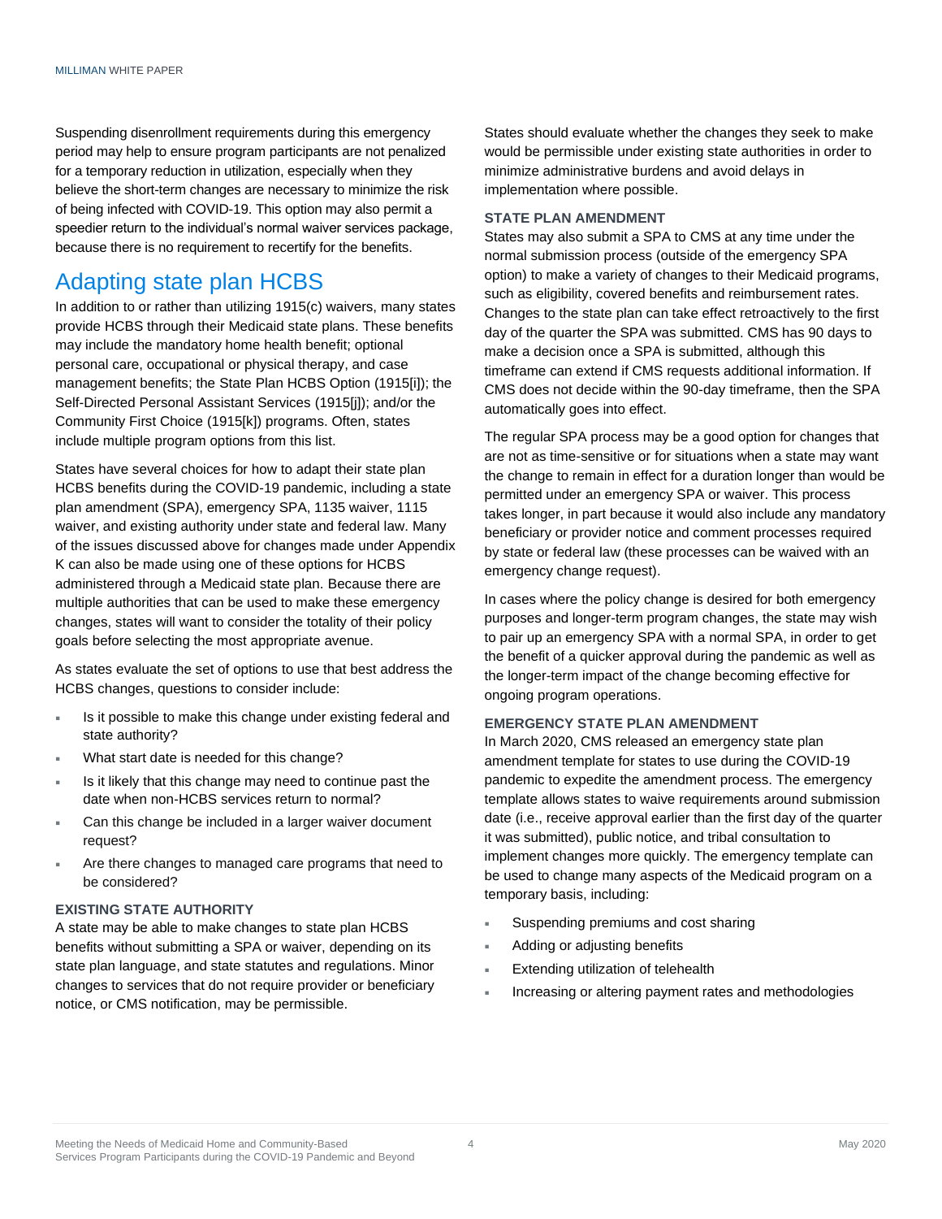Suspending disenrollment requirements during this emergency period may help to ensure program participants are not penalized for a temporary reduction in utilization, especially when they believe the short-term changes are necessary to minimize the risk of being infected with COVID-19. This option may also permit a speedier return to the individual's normal waiver services package, because there is no requirement to recertify for the benefits.

# Adapting state plan HCBS

In addition to or rather than utilizing 1915(c) waivers, many states provide HCBS through their Medicaid state plans. These benefits may include the mandatory home health benefit; optional personal care, occupational or physical therapy, and case management benefits; the State Plan HCBS Option (1915[i]); the Self-Directed Personal Assistant Services (1915[j]); and/or the Community First Choice (1915[k]) programs. Often, states include multiple program options from this list.

States have several choices for how to adapt their state plan HCBS benefits during the COVID-19 pandemic, including a state plan amendment (SPA), emergency SPA, 1135 waiver, 1115 waiver, and existing authority under state and federal law. Many of the issues discussed above for changes made under Appendix K can also be made using one of these options for HCBS administered through a Medicaid state plan. Because there are multiple authorities that can be used to make these emergency changes, states will want to consider the totality of their policy goals before selecting the most appropriate avenue.

As states evaluate the set of options to use that best address the HCBS changes, questions to consider include:

- Is it possible to make this change under existing federal and state authority?
- What start date is needed for this change?
- Is it likely that this change may need to continue past the date when non-HCBS services return to normal?
- Can this change be included in a larger waiver document request?
- Are there changes to managed care programs that need to be considered?

### EXISTING STATE AUTHORITY

A state may be able to make changes to state plan HCBS benefits without submitting a SPA or waiver, depending on its state plan language, and state statutes and regulations. Minor changes to services that do not require provider or beneficiary notice, or CMS notification, may be permissible.

States should evaluate whether the changes they seek to make would be permissible under existing state authorities in order to minimize administrative burdens and avoid delays in implementation where possible.

### STATE PLAN AMENDMENT

States may also submit a SPA to CMS at any time under the normal submission process (outside of the emergency SPA option) to make a variety of changes to their Medicaid programs, such as eligibility, covered benefits and reimbursement rates. Changes to the state plan can take effect retroactively to the first day of the quarter the SPA was submitted. CMS has 90 days to make a decision once a SPA is submitted, although this timeframe can extend if CMS requests additional information. If CMS does not decide within the 90-day timeframe, then the SPA automatically goes into effect.

The regular SPA process may be a good option for changes that are not as time-sensitive or for situations when a state may want the change to remain in effect for a duration longer than would be permitted under an emergency SPA or waiver. This process takes longer, in part because it would also include any mandatory beneficiary or provider notice and comment processes required by state or federal law (these processes can be waived with an emergency change request).

In cases where the policy change is desired for both emergency purposes and longer-term program changes, the state may wish to pair up an emergency SPA with a normal SPA, in order to get the benefit of a quicker approval during the pandemic as well as the longer-term impact of the change becoming effective for ongoing program operations.

### EMERGENCY STATE PLAN AMENDMENT

In March 2020, CMS released an emergency state plan amendment template for states to use during the COVID-19 pandemic to expedite the amendment process. The emergency template allows states to waive requirements around submission date (i.e., receive approval earlier than the first day of the quarter it was submitted), public notice, and tribal consultation to implement changes more quickly. The emergency template can be used to change many aspects of the Medicaid program on a temporary basis, including:

- Suspending premiums and cost sharing
- Adding or adjusting benefits
- Extending utilization of telehealth
- Increasing or altering payment rates and methodologies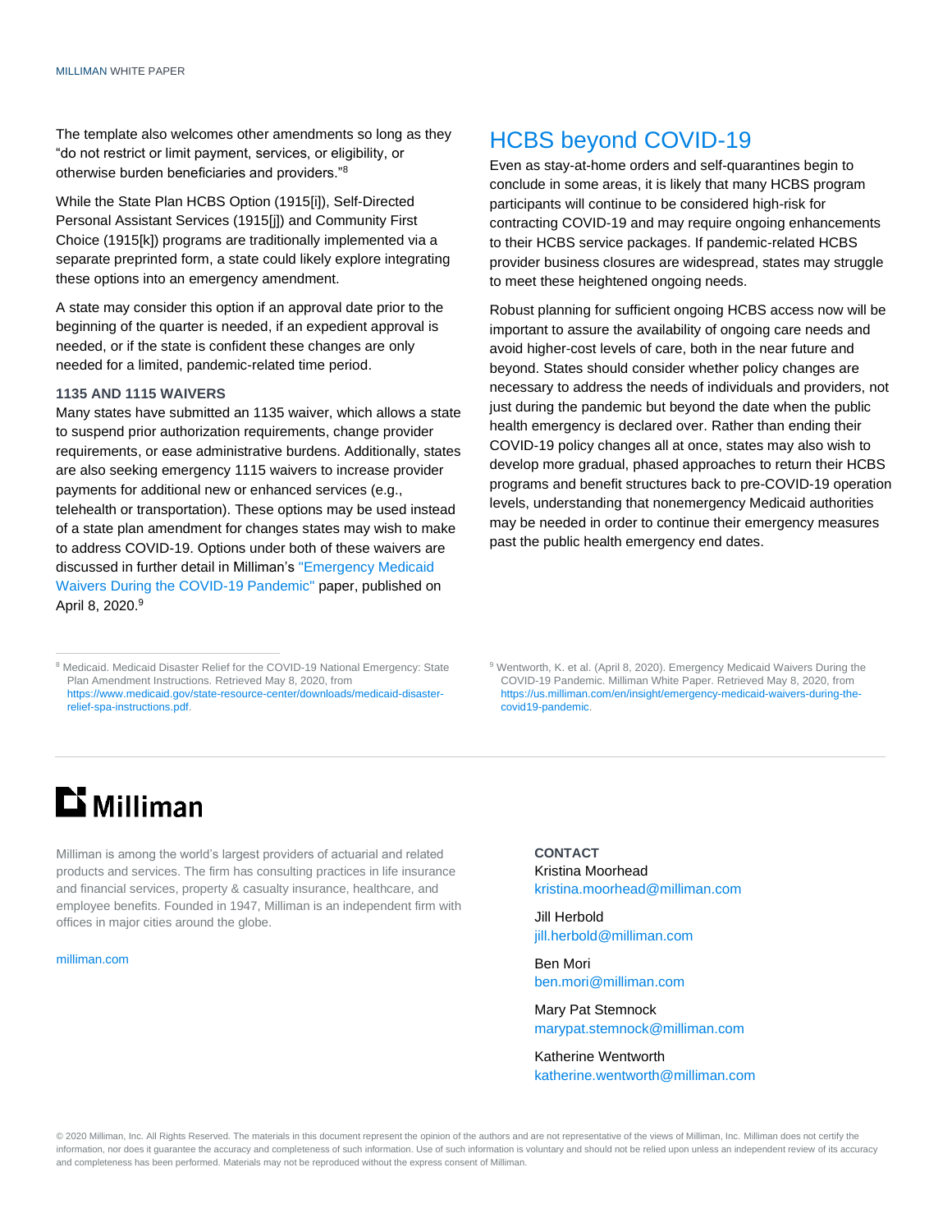The template also welcomes other amendments so long as they "do not restrict or limit payment, services, or eligibility, or otherwise burden beneficiaries and providers."[8]

While the State Plan HCBS Option (1915[i]), Self-Directed Personal Assistant Services (1915[j]) and Community First Choice (1915[k]) programs are traditionally implemented via a separate preprinted form, a state could likely explore integrating these options into an emergency amendment.

A state may consider this option if an approval date prior to the beginning of the quarter is needed, if an expedient approval is needed, or if the state is confident these changes are only needed for a limited, pandemic-related time period.

### 1135 AND 1115 WAIVERS

Many states have submitted an 1135 waiver, which allows a state to suspend prior authorization requirements, change provider requirements, or ease administrative burdens. Additionally, states are also seeking emergency 1115 waivers to increase provider payments for additional new or enhanced services (e.g., telehealth or transportation). These options may be used instead of a state plan amendment for changes states may wish to make to address COVID-19. Options under both of these waivers are discussed in further detail in Milliman's "Emergency Medicaid Waivers During the COVID-19 Pandemic" paper, published on April 8, 2020.[9]

## HCBS beyond COVID-19

Even as stay-at-home orders and self-quarantines begin to conclude in some areas, it is likely that many HCBS program participants will continue to be considered high-risk for contracting COVID-19 and may require ongoing enhancements to their HCBS service packages. If pandemic-related HCBS provider business closures are widespread, states may struggle to meet these heightened ongoing needs.

Robust planning for sufficient ongoing HCBS access now will be important to assure the availability of ongoing care needs and avoid higher-cost levels of care, both in the near future and beyond. States should consider whether policy changes are necessary to address the needs of individuals and providers, not just during the pandemic but beyond the date when the public health emergency is declared over. Rather than ending their COVID-19 policy changes all at once, states may also wish to develop more gradual, phased approaches to return their HCBS programs and benefit structures back to pre-COVID-19 operation levels, understanding that nonemergency Medicaid authorities may be needed in order to continue their emergency measures past the public health emergency end dates.

---

[8] Medicaid. Medicaid Disaster Relief for the COVID-19 National Emergency: State Plan Amendment Instructions. Retrieved May 8, 2020, from https://www.medicaid.gov/state-resource-center/downloads/medicaid-disaster-relief-spa-instructions.pdf.

[9] Wentworth, K. et al. (April 8, 2020). Emergency Medicaid Waivers During the COVID-19 Pandemic. Milliman White Paper. Retrieved May 8, 2020, from https://us.milliman.com/en/insight/emergency-medicaid-waivers-during-the-covid19-pandemic.

---

**Milliman**

Milliman is among the world's largest providers of actuarial and related products and services. The firm has consulting practices in life insurance and financial services, property & casualty insurance, healthcare, and employee benefits. Founded in 1947, Milliman is an independent firm with offices in major cities around the globe.

milliman.com

**CONTACT**

Kristina Moorhead
kristina.moorhead@milliman.com

Jill Herbold
jill.herbold@milliman.com

Ben Mori
ben.mori@milliman.com

Mary Pat Stemnock
marypat.stemnock@milliman.com

Katherine Wentworth
katherine.wentworth@milliman.com

© 2020 Milliman, Inc. All Rights Reserved. The materials in this document represent the opinion of the authors and are not representative of the views of Milliman, Inc. Milliman does not certify the information, nor does it guarantee the accuracy and completeness of such information. Use of such information is voluntary and should not be relied upon unless an independent review of its accuracy and completeness has been performed. Materials may not be reproduced without the express consent of Milliman.